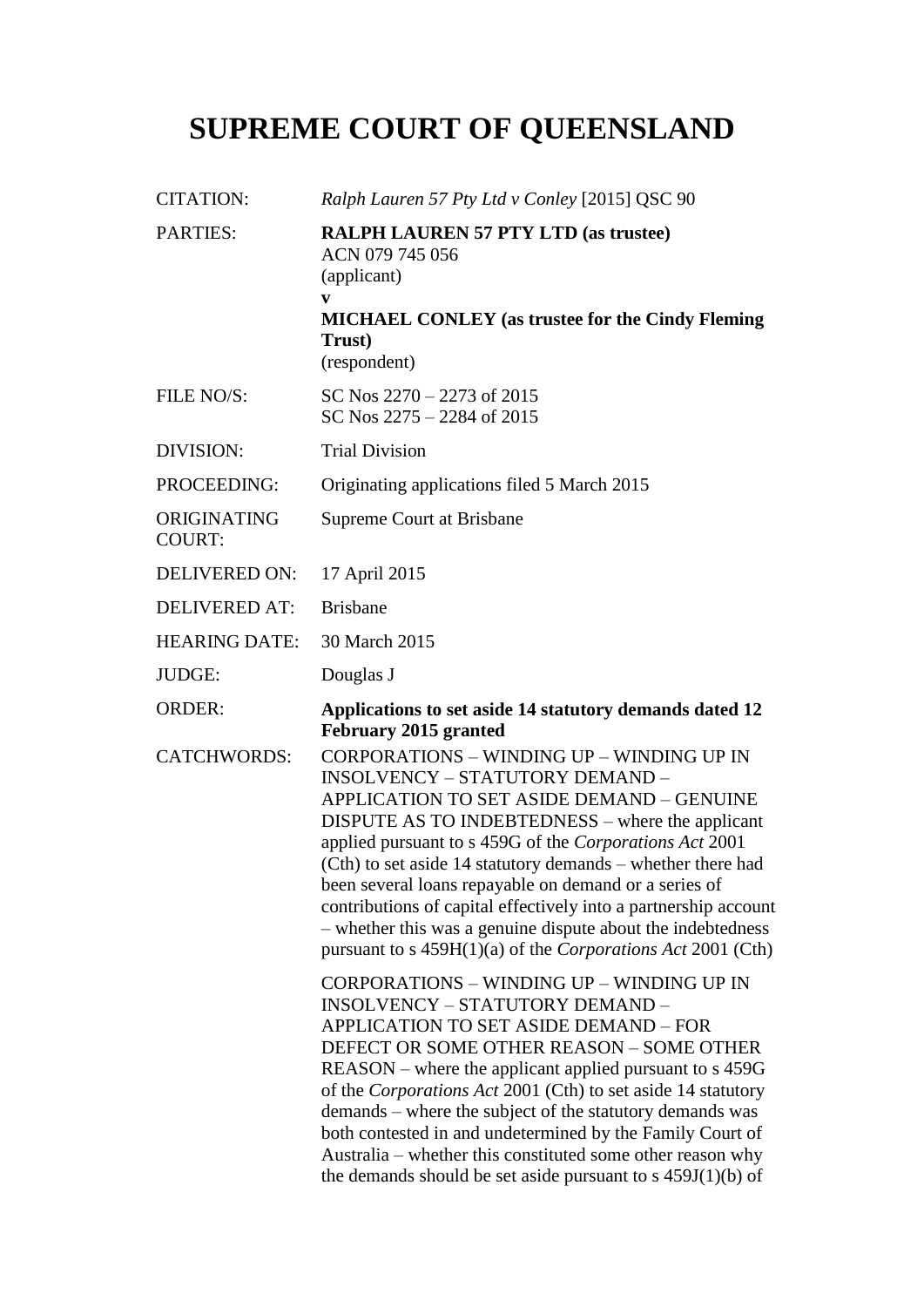# SUPREME COURT OF QUEENSLAND

| | |
|---|---|
| CITATION: | *Ralph Lauren 57 Pty Ltd v Conley* [2015] QSC 90 |
| PARTIES: | **RALPH LAUREN 57 PTY LTD (as trustee)**<br>ACN 079 745 056<br>(applicant)<br>**v**<br>**MICHAEL CONLEY (as trustee for the Cindy Fleming Trust)**<br>(respondent) |
| FILE NO/S: | SC Nos 2270 – 2273 of 2015<br>SC Nos 2275 – 2284 of 2015 |
| DIVISION: | Trial Division |
| PROCEEDING: | Originating applications filed 5 March 2015 |
| ORIGINATING COURT: | Supreme Court at Brisbane |
| DELIVERED ON: | 17 April 2015 |
| DELIVERED AT: | Brisbane |
| HEARING DATE: | 30 March 2015 |
| JUDGE: | Douglas J |
| ORDER: | **Applications to set aside 14 statutory demands dated 12 February 2015 granted** |
| CATCHWORDS: | CORPORATIONS – WINDING UP – WINDING UP IN INSOLVENCY – STATUTORY DEMAND – APPLICATION TO SET ASIDE DEMAND – GENUINE DISPUTE AS TO INDEBTEDNESS – where the applicant applied pursuant to s 459G of the *Corporations Act* 2001 (Cth) to set aside 14 statutory demands – whether there had been several loans repayable on demand or a series of contributions of capital effectively into a partnership account – whether this was a genuine dispute about the indebtedness pursuant to s 459H(1)(a) of the *Corporations Act* 2001 (Cth)<br><br>CORPORATIONS – WINDING UP – WINDING UP IN INSOLVENCY – STATUTORY DEMAND – APPLICATION TO SET ASIDE DEMAND – FOR DEFECT OR SOME OTHER REASON – SOME OTHER REASON – where the applicant applied pursuant to s 459G of the *Corporations Act* 2001 (Cth) to set aside 14 statutory demands – where the subject of the statutory demands was both contested in and undetermined by the Family Court of Australia – whether this constituted some other reason why the demands should be set aside pursuant to s 459J(1)(b) of |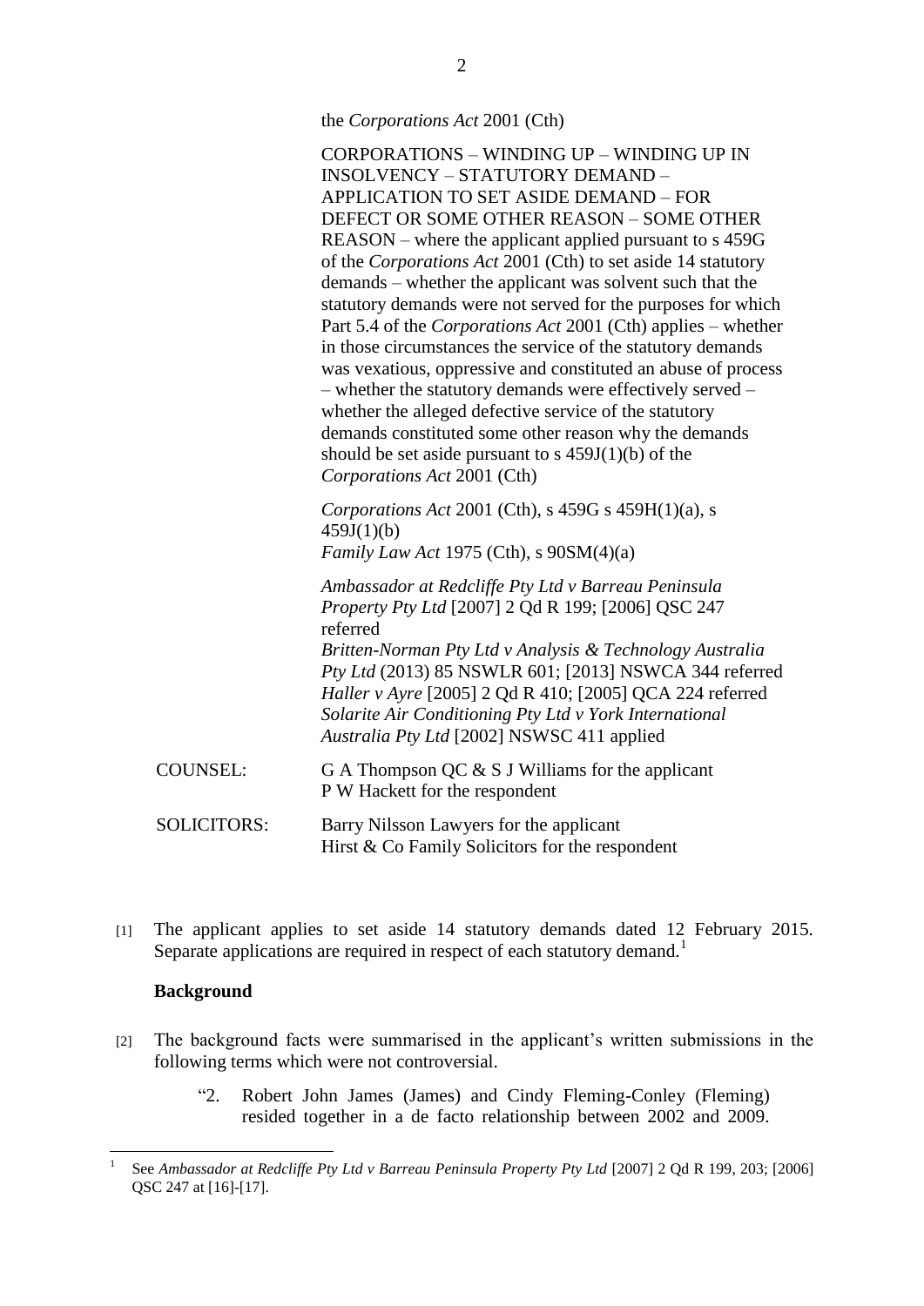the *Corporations Act* 2001 (Cth)

CORPORATIONS – WINDING UP – WINDING UP IN INSOLVENCY – STATUTORY DEMAND – APPLICATION TO SET ASIDE DEMAND – FOR DEFECT OR SOME OTHER REASON – SOME OTHER REASON – where the applicant applied pursuant to s 459G of the *Corporations Act* 2001 (Cth) to set aside 14 statutory demands – whether the applicant was solvent such that the statutory demands were not served for the purposes for which Part 5.4 of the *Corporations Act* 2001 (Cth) applies – whether in those circumstances the service of the statutory demands was vexatious, oppressive and constituted an abuse of process – whether the statutory demands were effectively served – whether the alleged defective service of the statutory demands constituted some other reason why the demands should be set aside pursuant to s 459J(1)(b) of the *Corporations Act* 2001 (Cth)

*Corporations Act* 2001 (Cth), s 459G s 459H(1)(a), s 459J(1)(b)
*Family Law Act* 1975 (Cth), s 90SM(4)(a)

*Ambassador at Redcliffe Pty Ltd v Barreau Peninsula Property Pty Ltd* [2007] 2 Qd R 199; [2006] QSC 247 referred
*Britten-Norman Pty Ltd v Analysis & Technology Australia Pty Ltd* (2013) 85 NSWLR 601; [2013] NSWCA 344 referred
*Haller v Ayre* [2005] 2 Qd R 410; [2005] QCA 224 referred
*Solarite Air Conditioning Pty Ltd v York International Australia Pty Ltd* [2002] NSWSC 411 applied

COUNSEL: G A Thompson QC & S J Williams for the applicant
P W Hackett for the respondent

SOLICITORS: Barry Nilsson Lawyers for the applicant
Hirst & Co Family Solicitors for the respondent

[1] The applicant applies to set aside 14 statutory demands dated 12 February 2015. Separate applications are required in respect of each statutory demand.[1]

**Background**

[2] The background facts were summarised in the applicant's written submissions in the following terms which were not controversial.

> "2. Robert John James (James) and Cindy Fleming-Conley (Fleming) resided together in a de facto relationship between 2002 and 2009.

[1] See *Ambassador at Redcliffe Pty Ltd v Barreau Peninsula Property Pty Ltd* [2007] 2 Qd R 199, 203; [2006] QSC 247 at [16]-[17].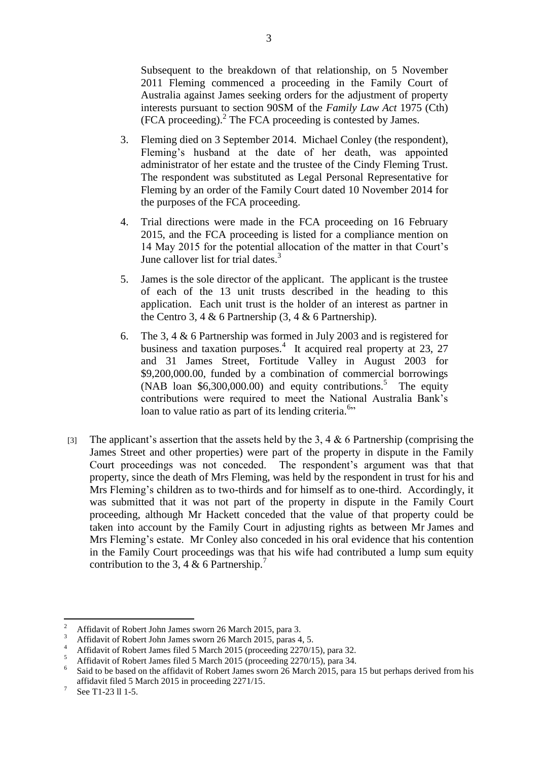Subsequent to the breakdown of that relationship, on 5 November 2011 Fleming commenced a proceeding in the Family Court of Australia against James seeking orders for the adjustment of property interests pursuant to section 90SM of the *Family Law Act* 1975 (Cth) (FCA proceeding).[2] The FCA proceeding is contested by James.

3. Fleming died on 3 September 2014. Michael Conley (the respondent), Fleming's husband at the date of her death, was appointed administrator of her estate and the trustee of the Cindy Fleming Trust. The respondent was substituted as Legal Personal Representative for Fleming by an order of the Family Court dated 10 November 2014 for the purposes of the FCA proceeding.

4. Trial directions were made in the FCA proceeding on 16 February 2015, and the FCA proceeding is listed for a compliance mention on 14 May 2015 for the potential allocation of the matter in that Court's June callover list for trial dates.[3]

5. James is the sole director of the applicant. The applicant is the trustee of each of the 13 unit trusts described in the heading to this application. Each unit trust is the holder of an interest as partner in the Centro 3, 4 & 6 Partnership (3, 4 & 6 Partnership).

6. The 3, 4 & 6 Partnership was formed in July 2003 and is registered for business and taxation purposes.[4] It acquired real property at 23, 27 and 31 James Street, Fortitude Valley in August 2003 for \$9,200,000.00, funded by a combination of commercial borrowings (NAB loan \$6,300,000.00) and equity contributions.[5] The equity contributions were required to meet the National Australia Bank's loan to value ratio as part of its lending criteria.[6]"

[3] The applicant's assertion that the assets held by the 3, 4 & 6 Partnership (comprising the James Street and other properties) were part of the property in dispute in the Family Court proceedings was not conceded. The respondent's argument was that that property, since the death of Mrs Fleming, was held by the respondent in trust for his and Mrs Fleming's children as to two-thirds and for himself as to one-third. Accordingly, it was submitted that it was not part of the property in dispute in the Family Court proceeding, although Mr Hackett conceded that the value of that property could be taken into account by the Family Court in adjusting rights as between Mr James and Mrs Fleming's estate. Mr Conley also conceded in his oral evidence that his contention in the Family Court proceedings was that his wife had contributed a lump sum equity contribution to the 3, 4 & 6 Partnership.[7]

---

[2] Affidavit of Robert John James sworn 26 March 2015, para 3.

[3] Affidavit of Robert John James sworn 26 March 2015, paras 4, 5.

[4] Affidavit of Robert James filed 5 March 2015 (proceeding 2270/15), para 32.

[5] Affidavit of Robert James filed 5 March 2015 (proceeding 2270/15), para 34.

[6] Said to be based on the affidavit of Robert James sworn 26 March 2015, para 15 but perhaps derived from his affidavit filed 5 March 2015 in proceeding 2271/15.

[7] See T1-23 ll 1-5.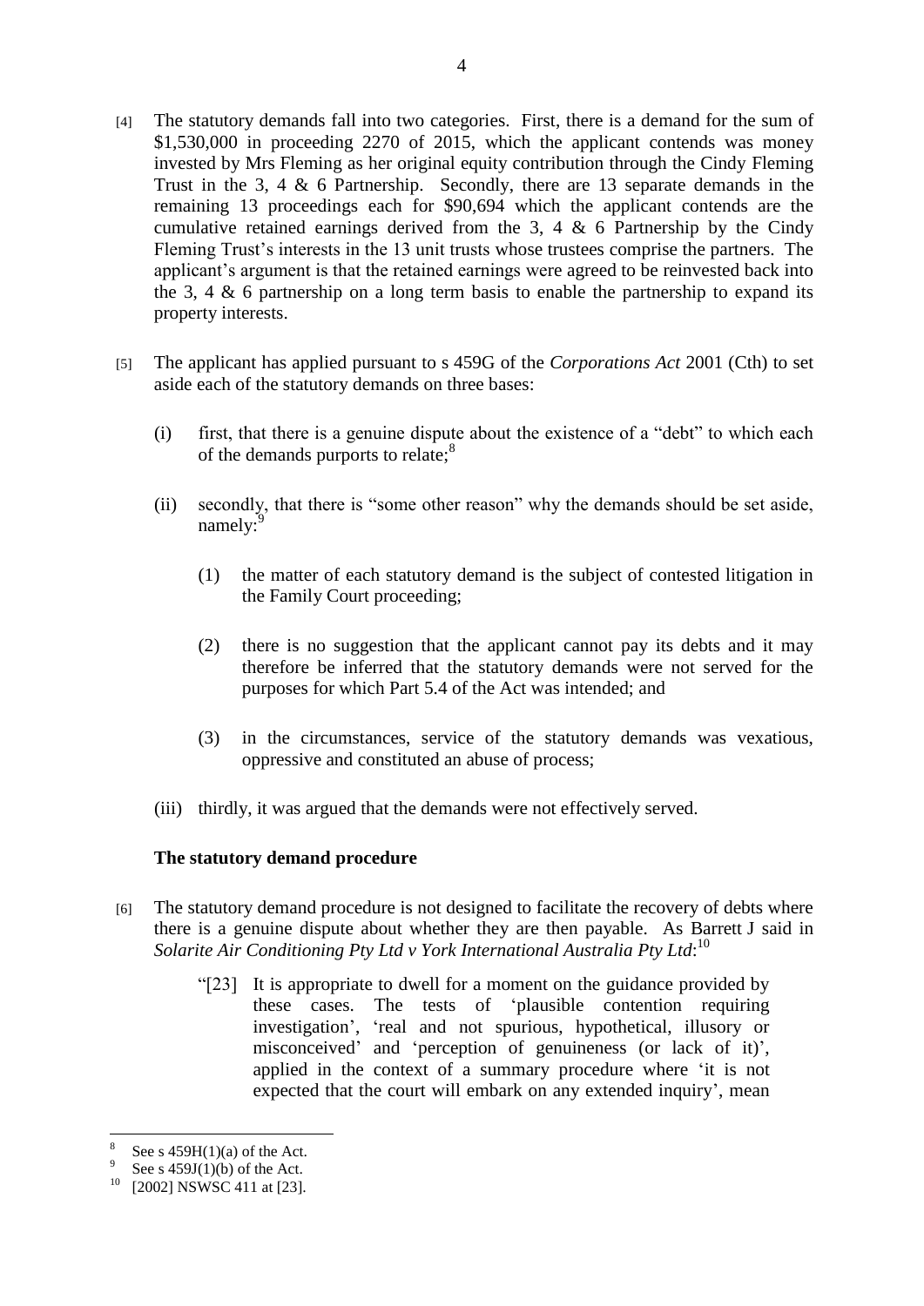[4] The statutory demands fall into two categories. First, there is a demand for the sum of $1,530,000 in proceeding 2270 of 2015, which the applicant contends was money invested by Mrs Fleming as her original equity contribution through the Cindy Fleming Trust in the 3, 4 & 6 Partnership. Secondly, there are 13 separate demands in the remaining 13 proceedings each for $90,694 which the applicant contends are the cumulative retained earnings derived from the 3, 4 & 6 Partnership by the Cindy Fleming Trust's interests in the 13 unit trusts whose trustees comprise the partners. The applicant's argument is that the retained earnings were agreed to be reinvested back into the 3, 4 & 6 partnership on a long term basis to enable the partnership to expand its property interests.

[5] The applicant has applied pursuant to s 459G of the *Corporations Act* 2001 (Cth) to set aside each of the statutory demands on three bases:

(i) first, that there is a genuine dispute about the existence of a "debt" to which each of the demands purports to relate;[8]

(ii) secondly, that there is "some other reason" why the demands should be set aside, namely:[9]

(1) the matter of each statutory demand is the subject of contested litigation in the Family Court proceeding;

(2) there is no suggestion that the applicant cannot pay its debts and it may therefore be inferred that the statutory demands were not served for the purposes for which Part 5.4 of the Act was intended; and

(3) in the circumstances, service of the statutory demands was vexatious, oppressive and constituted an abuse of process;

(iii) thirdly, it was argued that the demands were not effectively served.

### The statutory demand procedure

[6] The statutory demand procedure is not designed to facilitate the recovery of debts where there is a genuine dispute about whether they are then payable. As Barrett J said in *Solarite Air Conditioning Pty Ltd v York International Australia Pty Ltd*:[10]

> "[23] It is appropriate to dwell for a moment on the guidance provided by these cases. The tests of 'plausible contention requiring investigation', 'real and not spurious, hypothetical, illusory or misconceived' and 'perception of genuineness (or lack of it)', applied in the context of a summary procedure where 'it is not expected that the court will embark on any extended inquiry', mean

---

[8] See s 459H(1)(a) of the Act.

[9] See s 459J(1)(b) of the Act.

[10] [2002] NSWSC 411 at [23].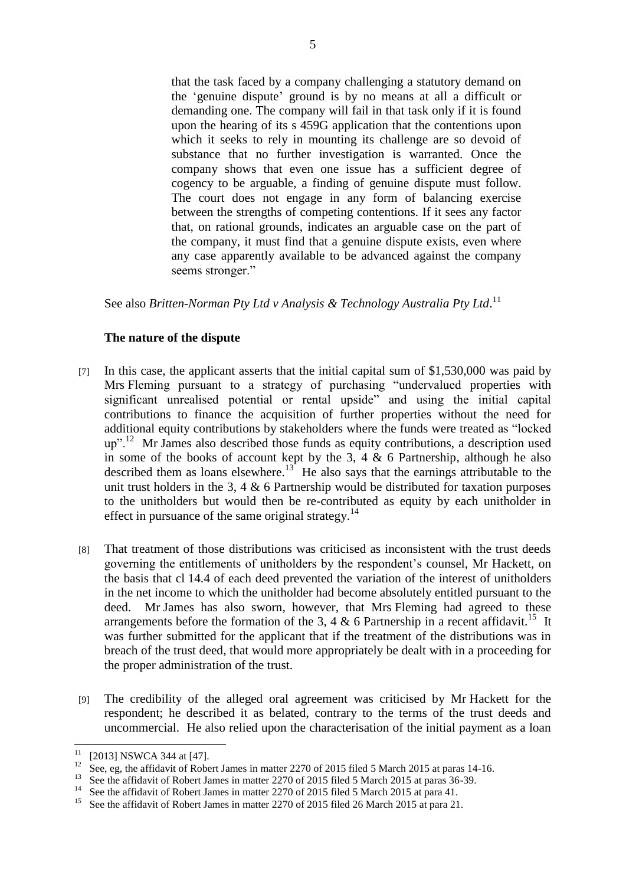> that the task faced by a company challenging a statutory demand on the 'genuine dispute' ground is by no means at all a difficult or demanding one. The company will fail in that task only if it is found upon the hearing of its s 459G application that the contentions upon which it seeks to rely in mounting its challenge are so devoid of substance that no further investigation is warranted. Once the company shows that even one issue has a sufficient degree of cogency to be arguable, a finding of genuine dispute must follow. The court does not engage in any form of balancing exercise between the strengths of competing contentions. If it sees any factor that, on rational grounds, indicates an arguable case on the part of the company, it must find that a genuine dispute exists, even where any case apparently available to be advanced against the company seems stronger."

See also *Britten-Norman Pty Ltd v Analysis & Technology Australia Pty Ltd*.[11]

### The nature of the dispute

[7] In this case, the applicant asserts that the initial capital sum of $1,530,000 was paid by Mrs Fleming pursuant to a strategy of purchasing "undervalued properties with significant unrealised potential or rental upside" and using the initial capital contributions to finance the acquisition of further properties without the need for additional equity contributions by stakeholders where the funds were treated as "locked up".[12] Mr James also described those funds as equity contributions, a description used in some of the books of account kept by the 3, 4 & 6 Partnership, although he also described them as loans elsewhere.[13] He also says that the earnings attributable to the unit trust holders in the 3, 4 & 6 Partnership would be distributed for taxation purposes to the unitholders but would then be re-contributed as equity by each unitholder in effect in pursuance of the same original strategy.[14]

[8] That treatment of those distributions was criticised as inconsistent with the trust deeds governing the entitlements of unitholders by the respondent's counsel, Mr Hackett, on the basis that cl 14.4 of each deed prevented the variation of the interest of unitholders in the net income to which the unitholder had become absolutely entitled pursuant to the deed. Mr James has also sworn, however, that Mrs Fleming had agreed to these arrangements before the formation of the 3, 4 & 6 Partnership in a recent affidavit.[15] It was further submitted for the applicant that if the treatment of the distributions was in breach of the trust deed, that would more appropriately be dealt with in a proceeding for the proper administration of the trust.

[9] The credibility of the alleged oral agreement was criticised by Mr Hackett for the respondent; he described it as belated, contrary to the terms of the trust deeds and uncommercial. He also relied upon the characterisation of the initial payment as a loan

---

[11] [2013] NSWCA 344 at [47].

[12] See, eg, the affidavit of Robert James in matter 2270 of 2015 filed 5 March 2015 at paras 14-16.

[13] See the affidavit of Robert James in matter 2270 of 2015 filed 5 March 2015 at paras 36-39.

[14] See the affidavit of Robert James in matter 2270 of 2015 filed 5 March 2015 at para 41.

[15] See the affidavit of Robert James in matter 2270 of 2015 filed 26 March 2015 at para 21.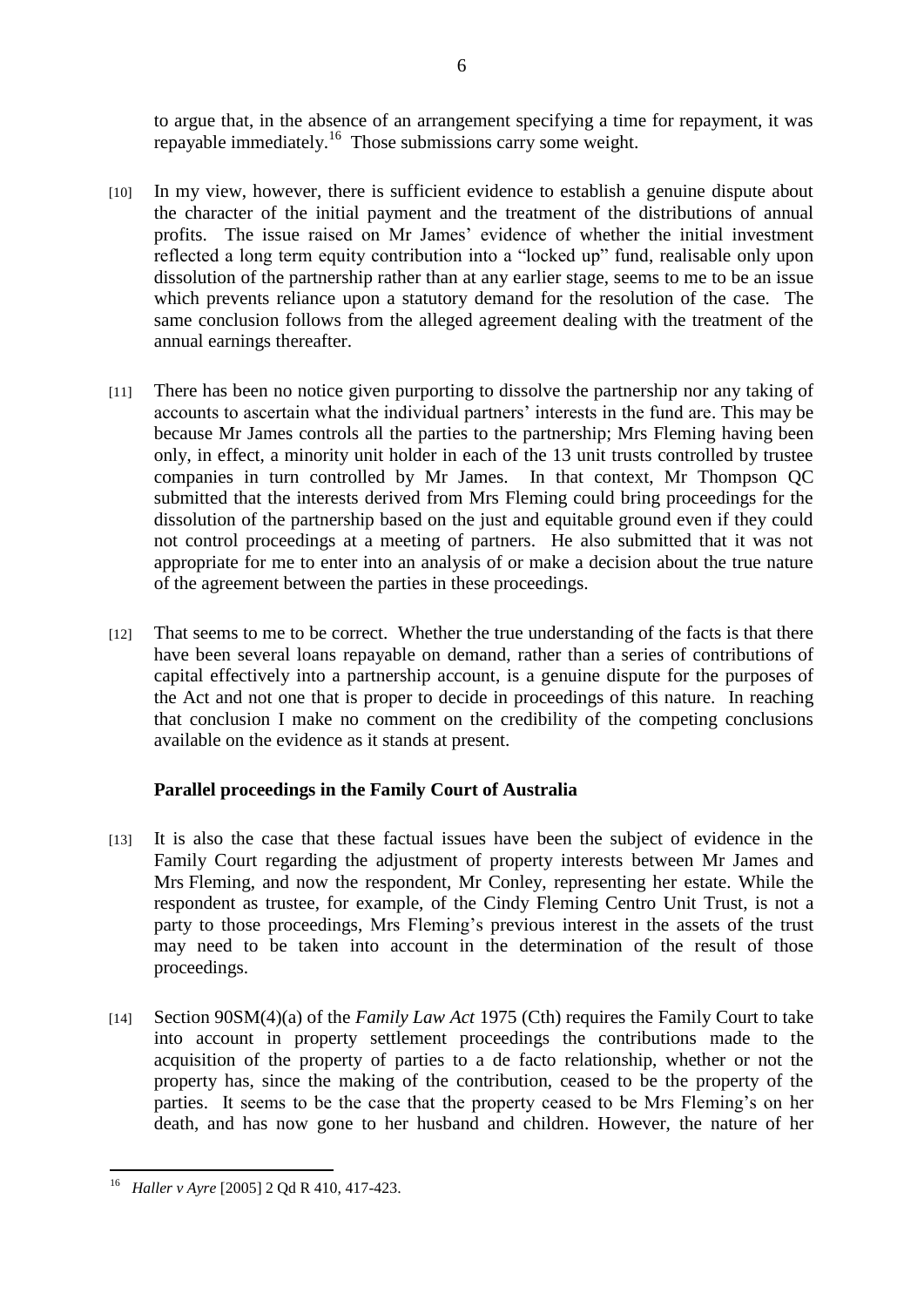to argue that, in the absence of an arrangement specifying a time for repayment, it was repayable immediately.[16] Those submissions carry some weight.

[10] In my view, however, there is sufficient evidence to establish a genuine dispute about the character of the initial payment and the treatment of the distributions of annual profits. The issue raised on Mr James' evidence of whether the initial investment reflected a long term equity contribution into a "locked up" fund, realisable only upon dissolution of the partnership rather than at any earlier stage, seems to me to be an issue which prevents reliance upon a statutory demand for the resolution of the case. The same conclusion follows from the alleged agreement dealing with the treatment of the annual earnings thereafter.

[11] There has been no notice given purporting to dissolve the partnership nor any taking of accounts to ascertain what the individual partners' interests in the fund are. This may be because Mr James controls all the parties to the partnership; Mrs Fleming having been only, in effect, a minority unit holder in each of the 13 unit trusts controlled by trustee companies in turn controlled by Mr James. In that context, Mr Thompson QC submitted that the interests derived from Mrs Fleming could bring proceedings for the dissolution of the partnership based on the just and equitable ground even if they could not control proceedings at a meeting of partners. He also submitted that it was not appropriate for me to enter into an analysis of or make a decision about the true nature of the agreement between the parties in these proceedings.

[12] That seems to me to be correct. Whether the true understanding of the facts is that there have been several loans repayable on demand, rather than a series of contributions of capital effectively into a partnership account, is a genuine dispute for the purposes of the Act and not one that is proper to decide in proceedings of this nature. In reaching that conclusion I make no comment on the credibility of the competing conclusions available on the evidence as it stands at present.

### Parallel proceedings in the Family Court of Australia

[13] It is also the case that these factual issues have been the subject of evidence in the Family Court regarding the adjustment of property interests between Mr James and Mrs Fleming, and now the respondent, Mr Conley, representing her estate. While the respondent as trustee, for example, of the Cindy Fleming Centro Unit Trust, is not a party to those proceedings, Mrs Fleming's previous interest in the assets of the trust may need to be taken into account in the determination of the result of those proceedings.

[14] Section 90SM(4)(a) of the *Family Law Act* 1975 (Cth) requires the Family Court to take into account in property settlement proceedings the contributions made to the acquisition of the property of parties to a de facto relationship, whether or not the property has, since the making of the contribution, ceased to be the property of the parties. It seems to be the case that the property ceased to be Mrs Fleming's on her death, and has now gone to her husband and children. However, the nature of her

---

[16] *Haller v Ayre* [2005] 2 Qd R 410, 417-423.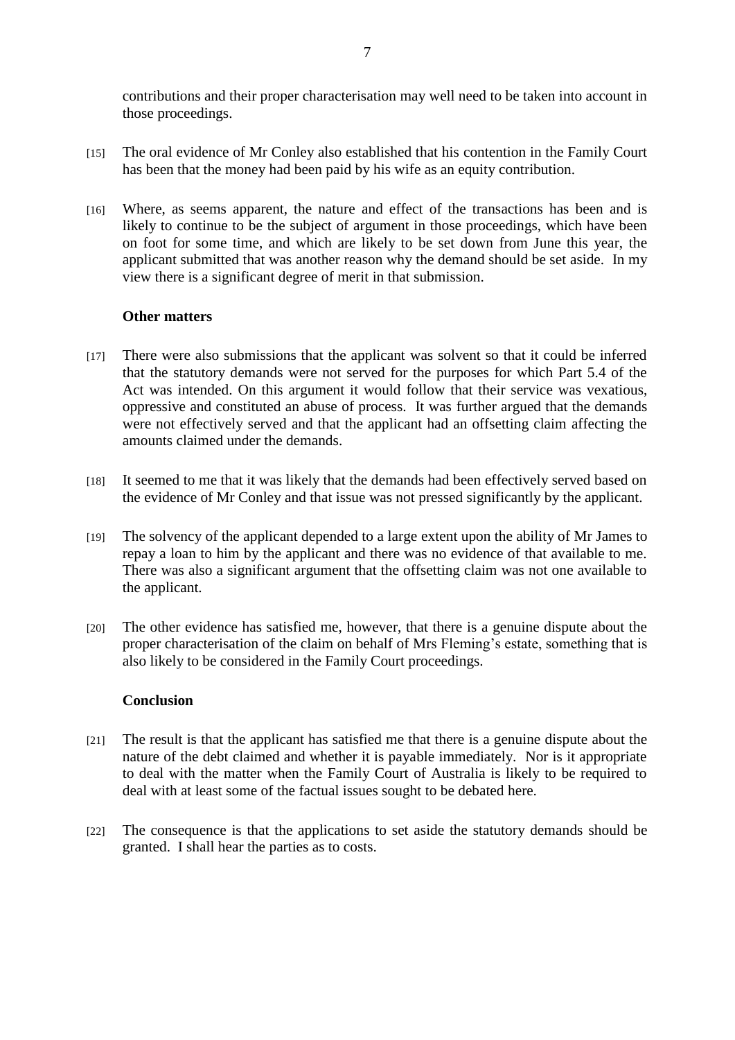contributions and their proper characterisation may well need to be taken into account in those proceedings.

[15] The oral evidence of Mr Conley also established that his contention in the Family Court has been that the money had been paid by his wife as an equity contribution.

[16] Where, as seems apparent, the nature and effect of the transactions has been and is likely to continue to be the subject of argument in those proceedings, which have been on foot for some time, and which are likely to be set down from June this year, the applicant submitted that was another reason why the demand should be set aside. In my view there is a significant degree of merit in that submission.

**Other matters**

[17] There were also submissions that the applicant was solvent so that it could be inferred that the statutory demands were not served for the purposes for which Part 5.4 of the Act was intended. On this argument it would follow that their service was vexatious, oppressive and constituted an abuse of process. It was further argued that the demands were not effectively served and that the applicant had an offsetting claim affecting the amounts claimed under the demands.

[18] It seemed to me that it was likely that the demands had been effectively served based on the evidence of Mr Conley and that issue was not pressed significantly by the applicant.

[19] The solvency of the applicant depended to a large extent upon the ability of Mr James to repay a loan to him by the applicant and there was no evidence of that available to me. There was also a significant argument that the offsetting claim was not one available to the applicant.

[20] The other evidence has satisfied me, however, that there is a genuine dispute about the proper characterisation of the claim on behalf of Mrs Fleming's estate, something that is also likely to be considered in the Family Court proceedings.

**Conclusion**

[21] The result is that the applicant has satisfied me that there is a genuine dispute about the nature of the debt claimed and whether it is payable immediately. Nor is it appropriate to deal with the matter when the Family Court of Australia is likely to be required to deal with at least some of the factual issues sought to be debated here.

[22] The consequence is that the applications to set aside the statutory demands should be granted. I shall hear the parties as to costs.